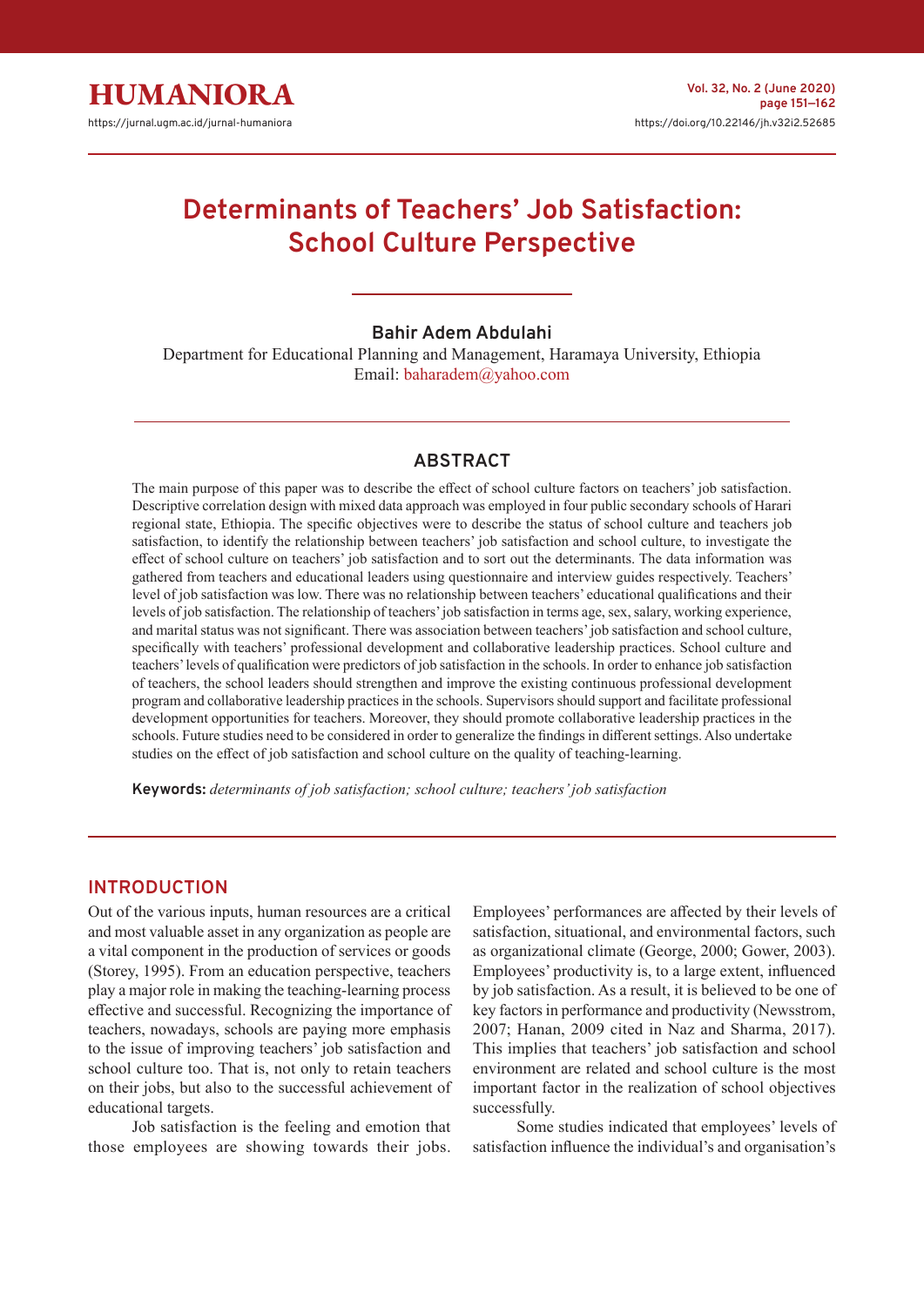# Determinants of Teachers' Job Satisfaction: School Culture Perspective

**Bahir Adem Abdulahi**

Department for Educational Planning and Management, Haramaya University, Ethiopia
Email: baharadem@yahoo.com

## ABSTRACT

The main purpose of this paper was to describe the effect of school culture factors on teachers' job satisfaction. Descriptive correlation design with mixed data approach was employed in four public secondary schools of Harari regional state, Ethiopia. The specific objectives were to describe the status of school culture and teachers job satisfaction, to identify the relationship between teachers' job satisfaction and school culture, to investigate the effect of school culture on teachers' job satisfaction and to sort out the determinants. The data information was gathered from teachers and educational leaders using questionnaire and interview guides respectively. Teachers' level of job satisfaction was low. There was no relationship between teachers' educational qualifications and their levels of job satisfaction. The relationship of teachers' job satisfaction in terms age, sex, salary, working experience, and marital status was not significant. There was association between teachers' job satisfaction and school culture, specifically with teachers' professional development and collaborative leadership practices. School culture and teachers' levels of qualification were predictors of job satisfaction in the schools. In order to enhance job satisfaction of teachers, the school leaders should strengthen and improve the existing continuous professional development program and collaborative leadership practices in the schools. Supervisors should support and facilitate professional development opportunities for teachers. Moreover, they should promote collaborative leadership practices in the schools. Future studies need to be considered in order to generalize the findings in different settings. Also undertake studies on the effect of job satisfaction and school culture on the quality of teaching-learning.

**Keywords:** *determinants of job satisfaction; school culture; teachers' job satisfaction*

## INTRODUCTION

Out of the various inputs, human resources are a critical and most valuable asset in any organization as people are a vital component in the production of services or goods (Storey, 1995). From an education perspective, teachers play a major role in making the teaching-learning process effective and successful. Recognizing the importance of teachers, nowadays, schools are paying more emphasis to the issue of improving teachers' job satisfaction and school culture too. That is, not only to retain teachers on their jobs, but also to the successful achievement of educational targets.

Job satisfaction is the feeling and emotion that those employees are showing towards their jobs. Employees' performances are affected by their levels of satisfaction, situational, and environmental factors, such as organizational climate (George, 2000; Gower, 2003). Employees' productivity is, to a large extent, influenced by job satisfaction. As a result, it is believed to be one of key factors in performance and productivity (Newsstrom, 2007; Hanan, 2009 cited in Naz and Sharma, 2017). This implies that teachers' job satisfaction and school environment are related and school culture is the most important factor in the realization of school objectives successfully.

Some studies indicated that employees' levels of satisfaction influence the individual's and organisation's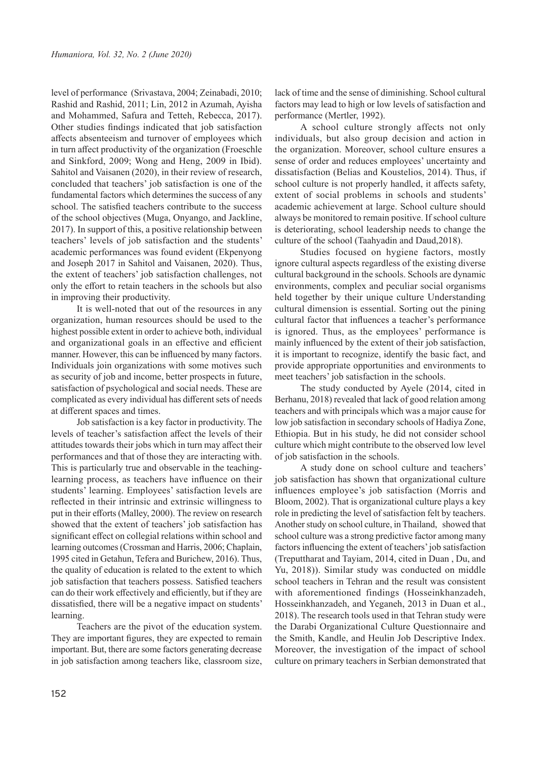level of performance (Srivastava, 2004; Zeinabadi, 2010; Rashid and Rashid, 2011; Lin, 2012 in Azumah, Ayisha and Mohammed, Safura and Tetteh, Rebecca, 2017). Other studies findings indicated that job satisfaction affects absenteeism and turnover of employees which in turn affect productivity of the organization (Froeschle and Sinkford, 2009; Wong and Heng, 2009 in Ibid). Sahitol and Vaisanen (2020), in their review of research, concluded that teachers' job satisfaction is one of the fundamental factors which determines the success of any school. The satisfied teachers contribute to the success of the school objectives (Muga, Onyango, and Jackline, 2017). In support of this, a positive relationship between teachers' levels of job satisfaction and the students' academic performances was found evident (Ekpenyong and Joseph 2017 in Sahitol and Vaisanen, 2020). Thus, the extent of teachers' job satisfaction challenges, not only the effort to retain teachers in the schools but also in improving their productivity.

It is well-noted that out of the resources in any organization, human resources should be used to the highest possible extent in order to achieve both, individual and organizational goals in an effective and efficient manner. However, this can be influenced by many factors. Individuals join organizations with some motives such as security of job and income, better prospects in future, satisfaction of psychological and social needs. These are complicated as every individual has different sets of needs at different spaces and times.

Job satisfaction is a key factor in productivity. The levels of teacher's satisfaction affect the levels of their attitudes towards their jobs which in turn may affect their performances and that of those they are interacting with. This is particularly true and observable in the teaching-learning process, as teachers have influence on their students' learning. Employees' satisfaction levels are reflected in their intrinsic and extrinsic willingness to put in their efforts (Malley, 2000). The review on research showed that the extent of teachers' job satisfaction has significant effect on collegial relations within school and learning outcomes (Crossman and Harris, 2006; Chaplain, 1995 cited in Getahun, Tefera and Burichew, 2016). Thus, the quality of education is related to the extent to which job satisfaction that teachers possess. Satisfied teachers can do their work effectively and efficiently, but if they are dissatisfied, there will be a negative impact on students' learning.

Teachers are the pivot of the education system. They are important figures, they are expected to remain important. But, there are some factors generating decrease in job satisfaction among teachers like, classroom size, lack of time and the sense of diminishing. School cultural factors may lead to high or low levels of satisfaction and performance (Mertler, 1992).

A school culture strongly affects not only individuals, but also group decision and action in the organization. Moreover, school culture ensures a sense of order and reduces employees' uncertainty and dissatisfaction (Belias and Koustelios, 2014). Thus, if school culture is not properly handled, it affects safety, extent of social problems in schools and students' academic achievement at large. School culture should always be monitored to remain positive. If school culture is deteriorating, school leadership needs to change the culture of the school (Taahyadin and Daud,2018).

Studies focused on hygiene factors, mostly ignore cultural aspects regardless of the existing diverse cultural background in the schools. Schools are dynamic environments, complex and peculiar social organisms held together by their unique culture Understanding cultural dimension is essential. Sorting out the pining cultural factor that influences a teacher's performance is ignored. Thus, as the employees' performance is mainly influenced by the extent of their job satisfaction, it is important to recognize, identify the basic fact, and provide appropriate opportunities and environments to meet teachers' job satisfaction in the schools.

The study conducted by Ayele (2014, cited in Berhanu, 2018) revealed that lack of good relation among teachers and with principals which was a major cause for low job satisfaction in secondary schools of Hadiya Zone, Ethiopia. But in his study, he did not consider school culture which might contribute to the observed low level of job satisfaction in the schools.

A study done on school culture and teachers' job satisfaction has shown that organizational culture influences employee's job satisfaction (Morris and Bloom, 2002). That is organizational culture plays a key role in predicting the level of satisfaction felt by teachers. Another study on school culture, in Thailand, showed that school culture was a strong predictive factor among many factors influencing the extent of teachers' job satisfaction (Treputtharat and Tayiam, 2014, cited in Duan , Du, and Yu, 2018)). Similar study was conducted on middle school teachers in Tehran and the result was consistent with aforementioned findings (Hosseinkhanzadeh, Hosseinkhanzadeh, and Yeganeh, 2013 in Duan et al., 2018). The research tools used in that Tehran study were the Darabi Organizational Culture Questionnaire and the Smith, Kandle, and Heulin Job Descriptive Index. Moreover, the investigation of the impact of school culture on primary teachers in Serbian demonstrated that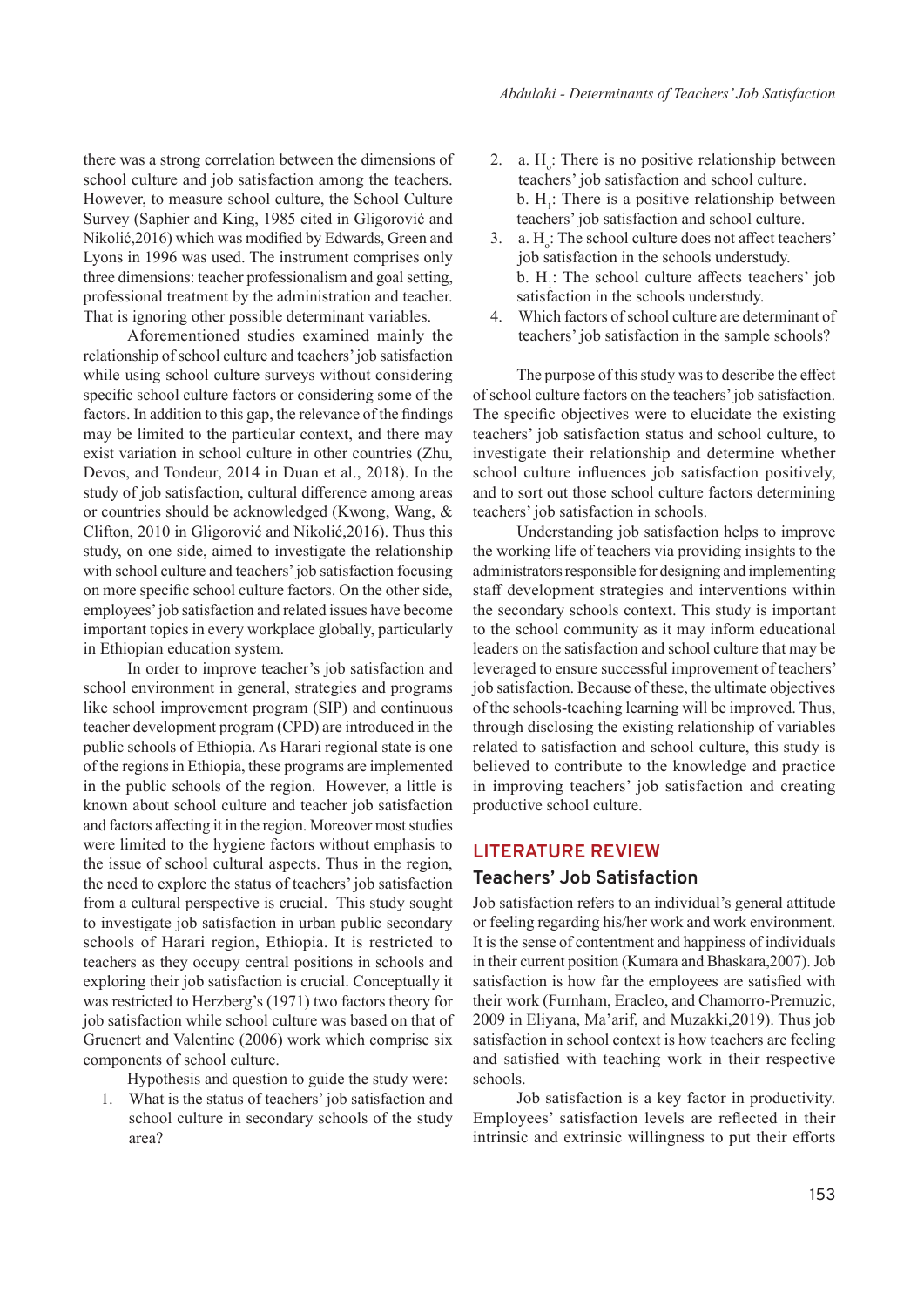there was a strong correlation between the dimensions of school culture and job satisfaction among the teachers. However, to measure school culture, the School Culture Survey (Saphier and King, 1985 cited in Gligorović and Nikolić,2016) which was modified by Edwards, Green and Lyons in 1996 was used. The instrument comprises only three dimensions: teacher professionalism and goal setting, professional treatment by the administration and teacher. That is ignoring other possible determinant variables.

Aforementioned studies examined mainly the relationship of school culture and teachers' job satisfaction while using school culture surveys without considering specific school culture factors or considering some of the factors. In addition to this gap, the relevance of the findings may be limited to the particular context, and there may exist variation in school culture in other countries (Zhu, Devos, and Tondeur, 2014 in Duan et al., 2018). In the study of job satisfaction, cultural difference among areas or countries should be acknowledged (Kwong, Wang, & Clifton, 2010 in Gligorović and Nikolić,2016). Thus this study, on one side, aimed to investigate the relationship with school culture and teachers' job satisfaction focusing on more specific school culture factors. On the other side, employees' job satisfaction and related issues have become important topics in every workplace globally, particularly in Ethiopian education system.

In order to improve teacher's job satisfaction and school environment in general, strategies and programs like school improvement program (SIP) and continuous teacher development program (CPD) are introduced in the public schools of Ethiopia. As Harari regional state is one of the regions in Ethiopia, these programs are implemented in the public schools of the region. However, a little is known about school culture and teacher job satisfaction and factors affecting it in the region. Moreover most studies were limited to the hygiene factors without emphasis to the issue of school cultural aspects. Thus in the region, the need to explore the status of teachers' job satisfaction from a cultural perspective is crucial. This study sought to investigate job satisfaction in urban public secondary schools of Harari region, Ethiopia. It is restricted to teachers as they occupy central positions in schools and exploring their job satisfaction is crucial. Conceptually it was restricted to Herzberg's (1971) two factors theory for job satisfaction while school culture was based on that of Gruenert and Valentine (2006) work which comprise six components of school culture.

Hypothesis and question to guide the study were:

1. What is the status of teachers' job satisfaction and school culture in secondary schools of the study area?
2. a. $H_o$: There is no positive relationship between teachers' job satisfaction and school culture.
   b. $H_1$: There is a positive relationship between teachers' job satisfaction and school culture.
3. a. $H_o$: The school culture does not affect teachers' job satisfaction in the schools understudy.
   b. $H_1$: The school culture affects teachers' job satisfaction in the schools understudy.
4. Which factors of school culture are determinant of teachers' job satisfaction in the sample schools?

The purpose of this study was to describe the effect of school culture factors on the teachers' job satisfaction. The specific objectives were to elucidate the existing teachers' job satisfaction status and school culture, to investigate their relationship and determine whether school culture influences job satisfaction positively, and to sort out those school culture factors determining teachers' job satisfaction in schools.

Understanding job satisfaction helps to improve the working life of teachers via providing insights to the administrators responsible for designing and implementing staff development strategies and interventions within the secondary schools context. This study is important to the school community as it may inform educational leaders on the satisfaction and school culture that may be leveraged to ensure successful improvement of teachers' job satisfaction. Because of these, the ultimate objectives of the schools-teaching learning will be improved. Thus, through disclosing the existing relationship of variables related to satisfaction and school culture, this study is believed to contribute to the knowledge and practice in improving teachers' job satisfaction and creating productive school culture.

## LITERATURE REVIEW

### Teachers' Job Satisfaction

Job satisfaction refers to an individual's general attitude or feeling regarding his/her work and work environment. It is the sense of contentment and happiness of individuals in their current position (Kumara and Bhaskara,2007). Job satisfaction is how far the employees are satisfied with their work (Furnham, Eracleo, and Chamorro-Premuzic, 2009 in Eliyana, Ma'arif, and Muzakki,2019). Thus job satisfaction in school context is how teachers are feeling and satisfied with teaching work in their respective schools.

Job satisfaction is a key factor in productivity. Employees' satisfaction levels are reflected in their intrinsic and extrinsic willingness to put their efforts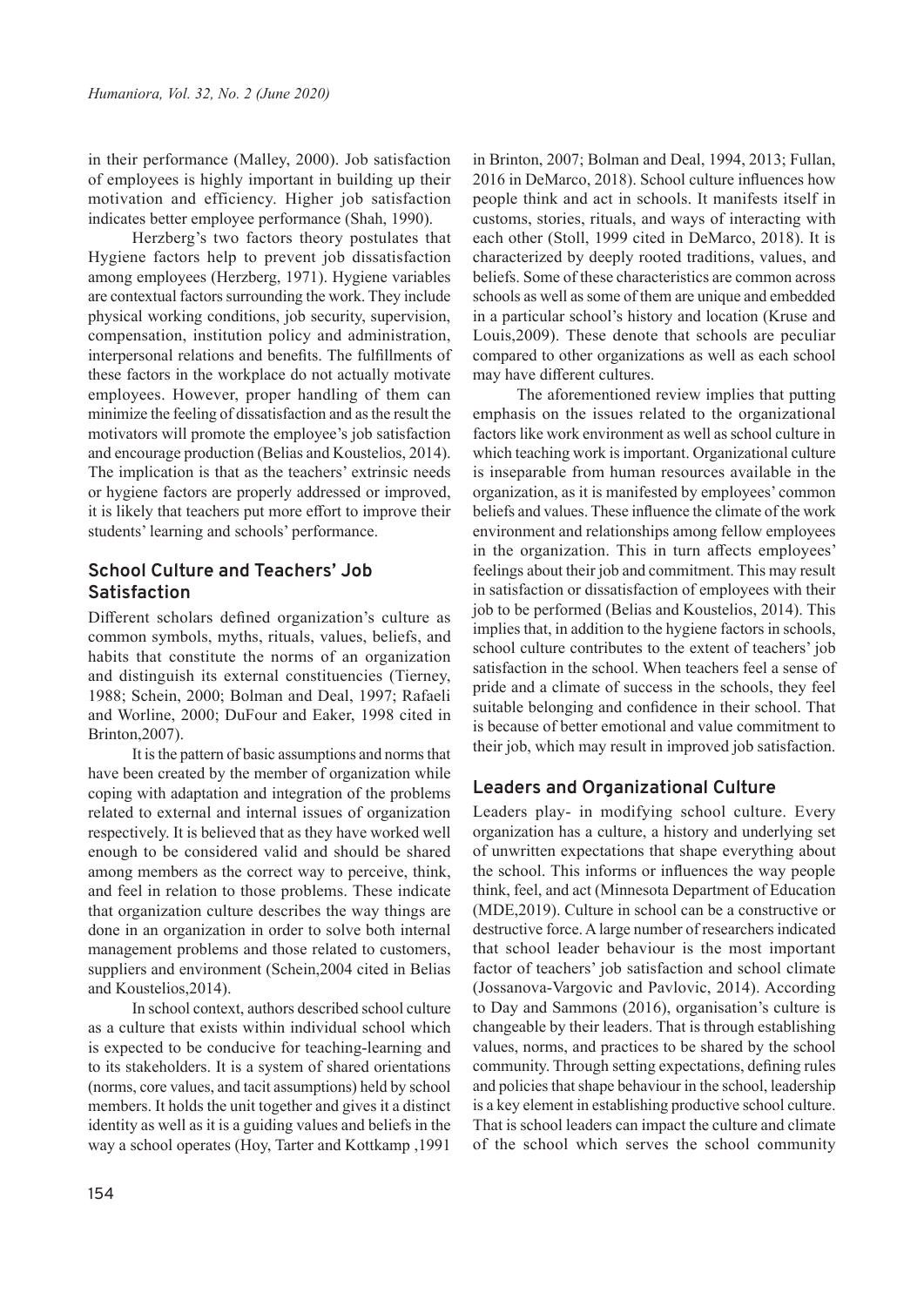in their performance (Malley, 2000). Job satisfaction of employees is highly important in building up their motivation and efficiency. Higher job satisfaction indicates better employee performance (Shah, 1990).

Herzberg's two factors theory postulates that Hygiene factors help to prevent job dissatisfaction among employees (Herzberg, 1971). Hygiene variables are contextual factors surrounding the work. They include physical working conditions, job security, supervision, compensation, institution policy and administration, interpersonal relations and benefits. The fulfillments of these factors in the workplace do not actually motivate employees. However, proper handling of them can minimize the feeling of dissatisfaction and as the result the motivators will promote the employee's job satisfaction and encourage production (Belias and Koustelios, 2014). The implication is that as the teachers' extrinsic needs or hygiene factors are properly addressed or improved, it is likely that teachers put more effort to improve their students' learning and schools' performance.

## School Culture and Teachers' Job Satisfaction

Different scholars defined organization's culture as common symbols, myths, rituals, values, beliefs, and habits that constitute the norms of an organization and distinguish its external constituencies (Tierney, 1988; Schein, 2000; Bolman and Deal, 1997; Rafaeli and Worline, 2000; DuFour and Eaker, 1998 cited in Brinton,2007).

It is the pattern of basic assumptions and norms that have been created by the member of organization while coping with adaptation and integration of the problems related to external and internal issues of organization respectively. It is believed that as they have worked well enough to be considered valid and should be shared among members as the correct way to perceive, think, and feel in relation to those problems. These indicate that organization culture describes the way things are done in an organization in order to solve both internal management problems and those related to customers, suppliers and environment (Schein,2004 cited in Belias and Koustelios,2014).

In school context, authors described school culture as a culture that exists within individual school which is expected to be conducive for teaching-learning and to its stakeholders. It is a system of shared orientations (norms, core values, and tacit assumptions) held by school members. It holds the unit together and gives it a distinct identity as well as it is a guiding values and beliefs in the way a school operates (Hoy, Tarter and Kottkamp ,1991 in Brinton, 2007; Bolman and Deal, 1994, 2013; Fullan, 2016 in DeMarco, 2018). School culture influences how people think and act in schools. It manifests itself in customs, stories, rituals, and ways of interacting with each other (Stoll, 1999 cited in DeMarco, 2018). It is characterized by deeply rooted traditions, values, and beliefs. Some of these characteristics are common across schools as well as some of them are unique and embedded in a particular school's history and location (Kruse and Louis,2009). These denote that schools are peculiar compared to other organizations as well as each school may have different cultures.

The aforementioned review implies that putting emphasis on the issues related to the organizational factors like work environment as well as school culture in which teaching work is important. Organizational culture is inseparable from human resources available in the organization, as it is manifested by employees' common beliefs and values. These influence the climate of the work environment and relationships among fellow employees in the organization. This in turn affects employees' feelings about their job and commitment. This may result in satisfaction or dissatisfaction of employees with their job to be performed (Belias and Koustelios, 2014). This implies that, in addition to the hygiene factors in schools, school culture contributes to the extent of teachers' job satisfaction in the school. When teachers feel a sense of pride and a climate of success in the schools, they feel suitable belonging and confidence in their school. That is because of better emotional and value commitment to their job, which may result in improved job satisfaction.

## Leaders and Organizational Culture

Leaders play- in modifying school culture. Every organization has a culture, a history and underlying set of unwritten expectations that shape everything about the school. This informs or influences the way people think, feel, and act (Minnesota Department of Education (MDE,2019). Culture in school can be a constructive or destructive force. A large number of researchers indicated that school leader behaviour is the most important factor of teachers' job satisfaction and school climate (Jossanova-Vargovic and Pavlovic, 2014). According to Day and Sammons (2016), organisation's culture is changeable by their leaders. That is through establishing values, norms, and practices to be shared by the school community. Through setting expectations, defining rules and policies that shape behaviour in the school, leadership is a key element in establishing productive school culture. That is school leaders can impact the culture and climate of the school which serves the school community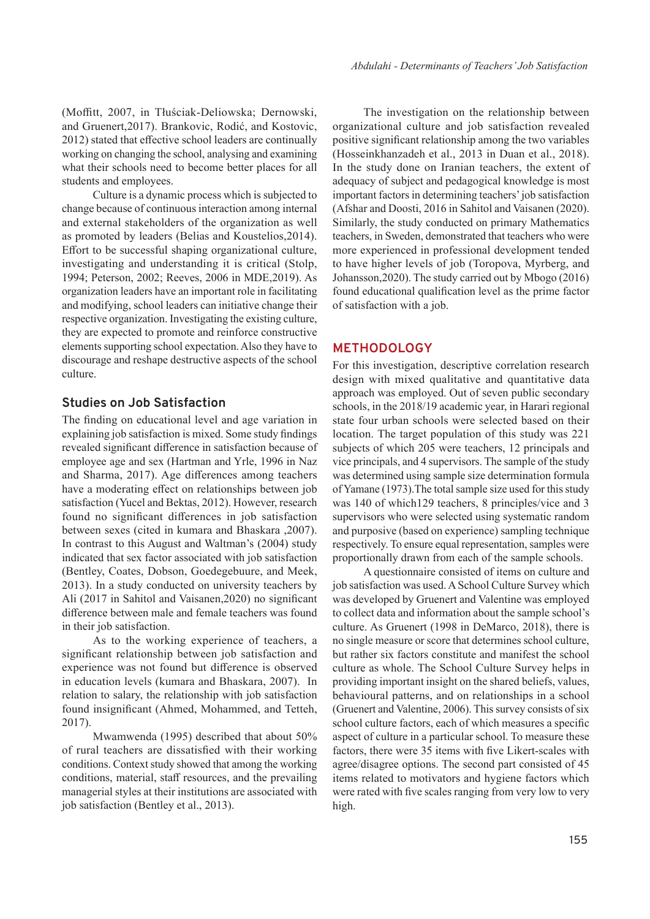(Moffitt, 2007, in Tłuściak-Deliowska; Dernowski, and Gruenert,2017). Brankovic, Rodić, and Kostovic, 2012) stated that effective school leaders are continually working on changing the school, analysing and examining what their schools need to become better places for all students and employees.

Culture is a dynamic process which is subjected to change because of continuous interaction among internal and external stakeholders of the organization as well as promoted by leaders (Belias and Koustelios,2014). Effort to be successful shaping organizational culture, investigating and understanding it is critical (Stolp, 1994; Peterson, 2002; Reeves, 2006 in MDE,2019). As organization leaders have an important role in facilitating and modifying, school leaders can initiative change their respective organization. Investigating the existing culture, they are expected to promote and reinforce constructive elements supporting school expectation. Also they have to discourage and reshape destructive aspects of the school culture.

## Studies on Job Satisfaction

The finding on educational level and age variation in explaining job satisfaction is mixed. Some study findings revealed significant difference in satisfaction because of employee age and sex (Hartman and Yrle, 1996 in Naz and Sharma, 2017). Age differences among teachers have a moderating effect on relationships between job satisfaction (Yucel and Bektas, 2012). However, research found no significant differences in job satisfaction between sexes (cited in kumara and Bhaskara ,2007). In contrast to this August and Waltman's (2004) study indicated that sex factor associated with job satisfaction (Bentley, Coates, Dobson, Goedegebuure, and Meek, 2013). In a study conducted on university teachers by Ali (2017 in Sahitol and Vaisanen,2020) no significant difference between male and female teachers was found in their job satisfaction.

As to the working experience of teachers, a significant relationship between job satisfaction and experience was not found but difference is observed in education levels (kumara and Bhaskara, 2007). In relation to salary, the relationship with job satisfaction found insignificant (Ahmed, Mohammed, and Tetteh, 2017).

Mwamwenda (1995) described that about 50% of rural teachers are dissatisfied with their working conditions. Context study showed that among the working conditions, material, staff resources, and the prevailing managerial styles at their institutions are associated with job satisfaction (Bentley et al., 2013).

The investigation on the relationship between organizational culture and job satisfaction revealed positive significant relationship among the two variables (Hosseinkhanzadeh et al., 2013 in Duan et al., 2018). In the study done on Iranian teachers, the extent of adequacy of subject and pedagogical knowledge is most important factors in determining teachers' job satisfaction (Afshar and Doosti, 2016 in Sahitol and Vaisanen (2020). Similarly, the study conducted on primary Mathematics teachers, in Sweden, demonstrated that teachers who were more experienced in professional development tended to have higher levels of job (Toropova, Myrberg, and Johansson,2020). The study carried out by Mbogo (2016) found educational qualification level as the prime factor of satisfaction with a job.

## METHODOLOGY

For this investigation, descriptive correlation research design with mixed qualitative and quantitative data approach was employed. Out of seven public secondary schools, in the 2018/19 academic year, in Harari regional state four urban schools were selected based on their location. The target population of this study was 221 subjects of which 205 were teachers, 12 principals and vice principals, and 4 supervisors. The sample of the study was determined using sample size determination formula of Yamane (1973).The total sample size used for this study was 140 of which129 teachers, 8 principles/vice and 3 supervisors who were selected using systematic random and purposive (based on experience) sampling technique respectively. To ensure equal representation, samples were proportionally drawn from each of the sample schools.

A questionnaire consisted of items on culture and job satisfaction was used. A School Culture Survey which was developed by Gruenert and Valentine was employed to collect data and information about the sample school's culture. As Gruenert (1998 in DeMarco, 2018), there is no single measure or score that determines school culture, but rather six factors constitute and manifest the school culture as whole. The School Culture Survey helps in providing important insight on the shared beliefs, values, behavioural patterns, and on relationships in a school (Gruenert and Valentine, 2006). This survey consists of six school culture factors, each of which measures a specific aspect of culture in a particular school. To measure these factors, there were 35 items with five Likert-scales with agree/disagree options. The second part consisted of 45 items related to motivators and hygiene factors which were rated with five scales ranging from very low to very high.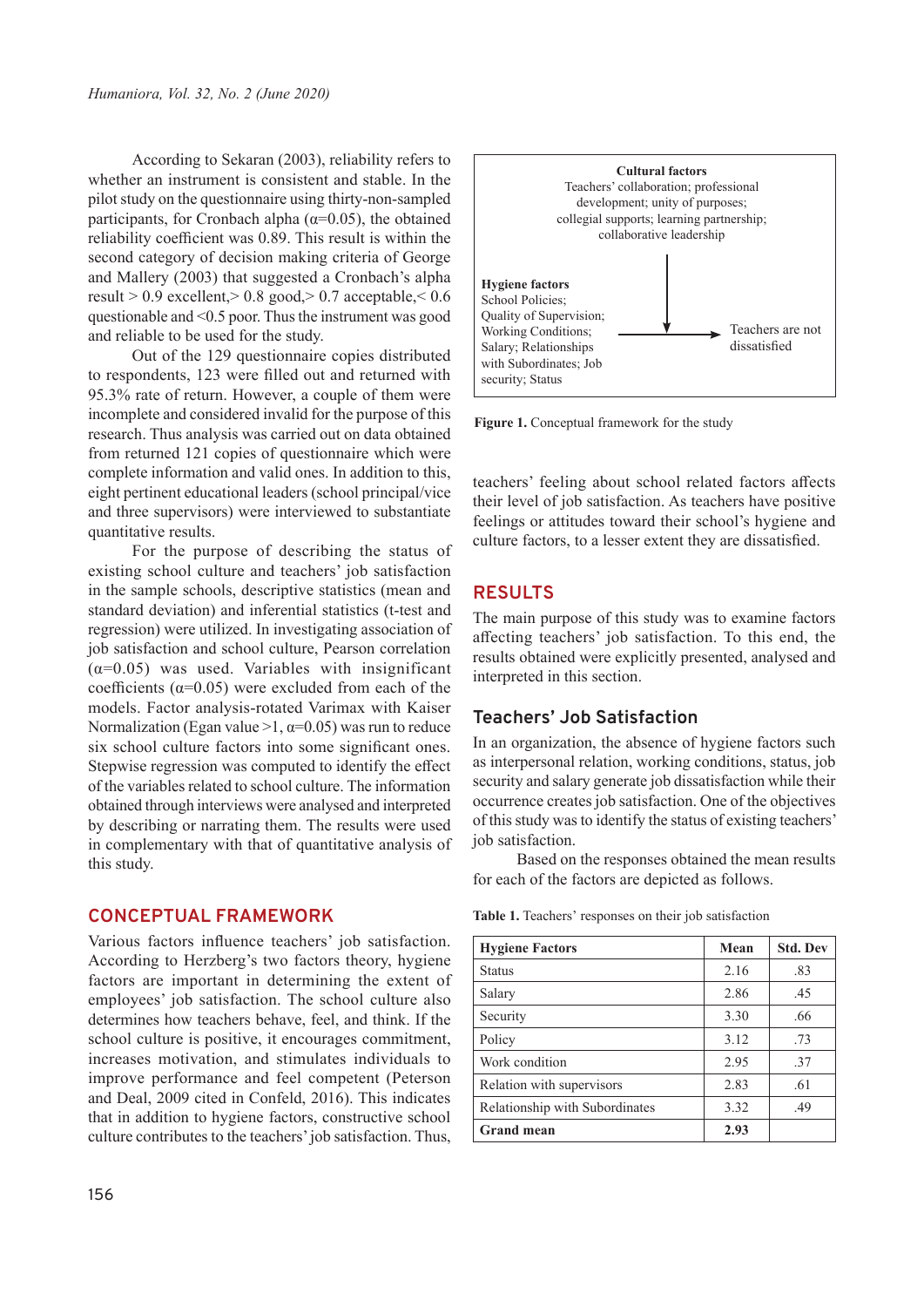According to Sekaran (2003), reliability refers to whether an instrument is consistent and stable. In the pilot study on the questionnaire using thirty-non-sampled participants, for Cronbach alpha (α=0.05), the obtained reliability coefficient was 0.89. This result is within the second category of decision making criteria of George and Mallery (2003) that suggested a Cronbach's alpha result > 0.9 excellent,> 0.8 good,> 0.7 acceptable,< 0.6 questionable and <0.5 poor. Thus the instrument was good and reliable to be used for the study.

Out of the 129 questionnaire copies distributed to respondents, 123 were filled out and returned with 95.3% rate of return. However, a couple of them were incomplete and considered invalid for the purpose of this research. Thus analysis was carried out on data obtained from returned 121 copies of questionnaire which were complete information and valid ones. In addition to this, eight pertinent educational leaders (school principal/vice and three supervisors) were interviewed to substantiate quantitative results.

For the purpose of describing the status of existing school culture and teachers' job satisfaction in the sample schools, descriptive statistics (mean and standard deviation) and inferential statistics (t-test and regression) were utilized. In investigating association of job satisfaction and school culture, Pearson correlation (α=0.05) was used. Variables with insignificant coefficients (α=0.05) were excluded from each of the models. Factor analysis-rotated Varimax with Kaiser Normalization (Egan value >1, α=0.05) was run to reduce six school culture factors into some significant ones. Stepwise regression was computed to identify the effect of the variables related to school culture. The information obtained through interviews were analysed and interpreted by describing or narrating them. The results were used in complementary with that of quantitative analysis of this study.

## CONCEPTUAL FRAMEWORK

Various factors influence teachers' job satisfaction. According to Herzberg's two factors theory, hygiene factors are important in determining the extent of employees' job satisfaction. The school culture also determines how teachers behave, feel, and think. If the school culture is positive, it encourages commitment, increases motivation, and stimulates individuals to improve performance and feel competent (Peterson and Deal, 2009 cited in Confeld, 2016). This indicates that in addition to hygiene factors, constructive school culture contributes to the teachers' job satisfaction. Thus, teachers' feeling about school related factors affects their level of job satisfaction. As teachers have positive feelings or attitudes toward their school's hygiene and culture factors, to a lesser extent they are dissatisfied.

**Cultural factors**
Teachers' collaboration; professional development; unity of purposes; collegial supports; learning partnership; collaborative leadership

**Hygiene factors**
School Policies; Quality of Supervision; Working Conditions; Salary; Relationships with Subordinates; Job security; Status

Teachers are not dissatisfied

**Figure 1.** Conceptual framework for the study

## RESULTS

The main purpose of this study was to examine factors affecting teachers' job satisfaction. To this end, the results obtained were explicitly presented, analysed and interpreted in this section.

### Teachers' Job Satisfaction

In an organization, the absence of hygiene factors such as interpersonal relation, working conditions, status, job security and salary generate job dissatisfaction while their occurrence creates job satisfaction. One of the objectives of this study was to identify the status of existing teachers' job satisfaction.

Based on the responses obtained the mean results for each of the factors are depicted as follows.

**Table 1.** Teachers' responses on their job satisfaction

| Hygiene Factors | Mean | Std. Dev |
|---|---|---|
| Status | 2.16 | .83 |
| Salary | 2.86 | .45 |
| Security | 3.30 | .66 |
| Policy | 3.12 | .73 |
| Work condition | 2.95 | .37 |
| Relation with supervisors | 2.83 | .61 |
| Relationship with Subordinates | 3.32 | .49 |
| **Grand mean** | **2.93** | |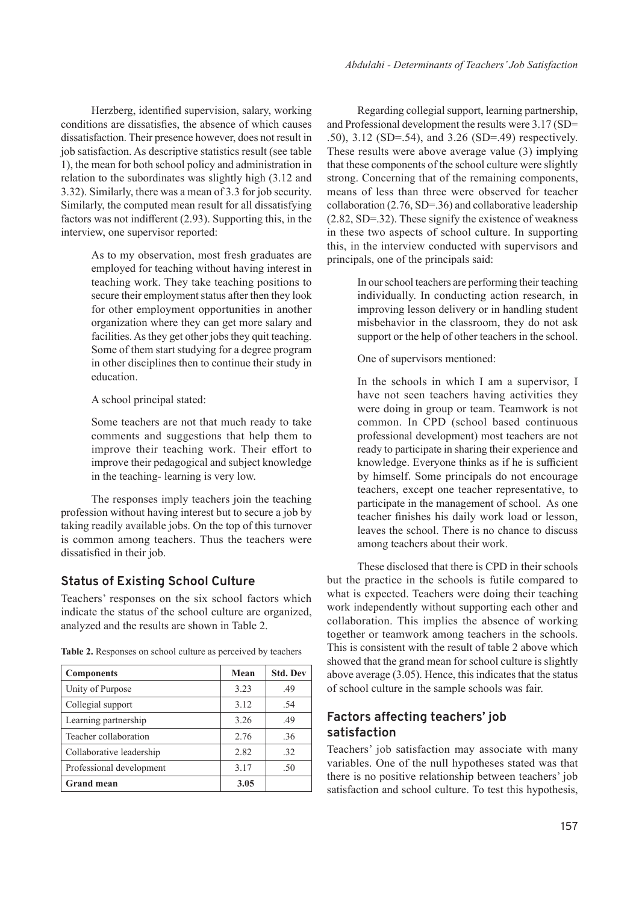Herzberg, identified supervision, salary, working conditions are dissatisfies, the absence of which causes dissatisfaction. Their presence however, does not result in job satisfaction. As descriptive statistics result (see table 1), the mean for both school policy and administration in relation to the subordinates was slightly high (3.12 and 3.32). Similarly, there was a mean of 3.3 for job security. Similarly, the computed mean result for all dissatisfying factors was not indifferent (2.93). Supporting this, in the interview, one supervisor reported:

> As to my observation, most fresh graduates are employed for teaching without having interest in teaching work. They take teaching positions to secure their employment status after then they look for other employment opportunities in another organization where they can get more salary and facilities. As they get other jobs they quit teaching. Some of them start studying for a degree program in other disciplines then to continue their study in education.

A school principal stated:

> Some teachers are not that much ready to take comments and suggestions that help them to improve their teaching work. Their effort to improve their pedagogical and subject knowledge in the teaching- learning is very low.

The responses imply teachers join the teaching profession without having interest but to secure a job by taking readily available jobs. On the top of this turnover is common among teachers. Thus the teachers were dissatisfied in their job.

## Status of Existing School Culture

Teachers' responses on the six school factors which indicate the status of the school culture are organized, analyzed and the results are shown in Table 2.

**Table 2.** Responses on school culture as perceived by teachers

| Components | Mean | Std. Dev |
|---|---|---|
| Unity of Purpose | 3.23 | .49 |
| Collegial support | 3.12 | .54 |
| Learning partnership | 3.26 | .49 |
| Teacher collaboration | 2.76 | .36 |
| Collaborative leadership | 2.82 | .32 |
| Professional development | 3.17 | .50 |
| **Grand mean** | **3.05** | |

Regarding collegial support, learning partnership, and Professional development the results were 3.17 (SD= .50), 3.12 (SD=.54), and 3.26 (SD=.49) respectively. These results were above average value (3) implying that these components of the school culture were slightly strong. Concerning that of the remaining components, means of less than three were observed for teacher collaboration (2.76, SD=.36) and collaborative leadership (2.82, SD=.32). These signify the existence of weakness in these two aspects of school culture. In supporting this, in the interview conducted with supervisors and principals, one of the principals said:

> In our school teachers are performing their teaching individually. In conducting action research, in improving lesson delivery or in handling student misbehavior in the classroom, they do not ask support or the help of other teachers in the school.

One of supervisors mentioned:

> In the schools in which I am a supervisor, I have not seen teachers having activities they were doing in group or team. Teamwork is not common. In CPD (school based continuous professional development) most teachers are not ready to participate in sharing their experience and knowledge. Everyone thinks as if he is sufficient by himself. Some principals do not encourage teachers, except one teacher representative, to participate in the management of school. As one teacher finishes his daily work load or lesson, leaves the school. There is no chance to discuss among teachers about their work.

These disclosed that there is CPD in their schools but the practice in the schools is futile compared to what is expected. Teachers were doing their teaching work independently without supporting each other and collaboration. This implies the absence of working together or teamwork among teachers in the schools. This is consistent with the result of table 2 above which showed that the grand mean for school culture is slightly above average (3.05). Hence, this indicates that the status of school culture in the sample schools was fair.

## Factors affecting teachers' job satisfaction

Teachers' job satisfaction may associate with many variables. One of the null hypotheses stated was that there is no positive relationship between teachers' job satisfaction and school culture. To test this hypothesis,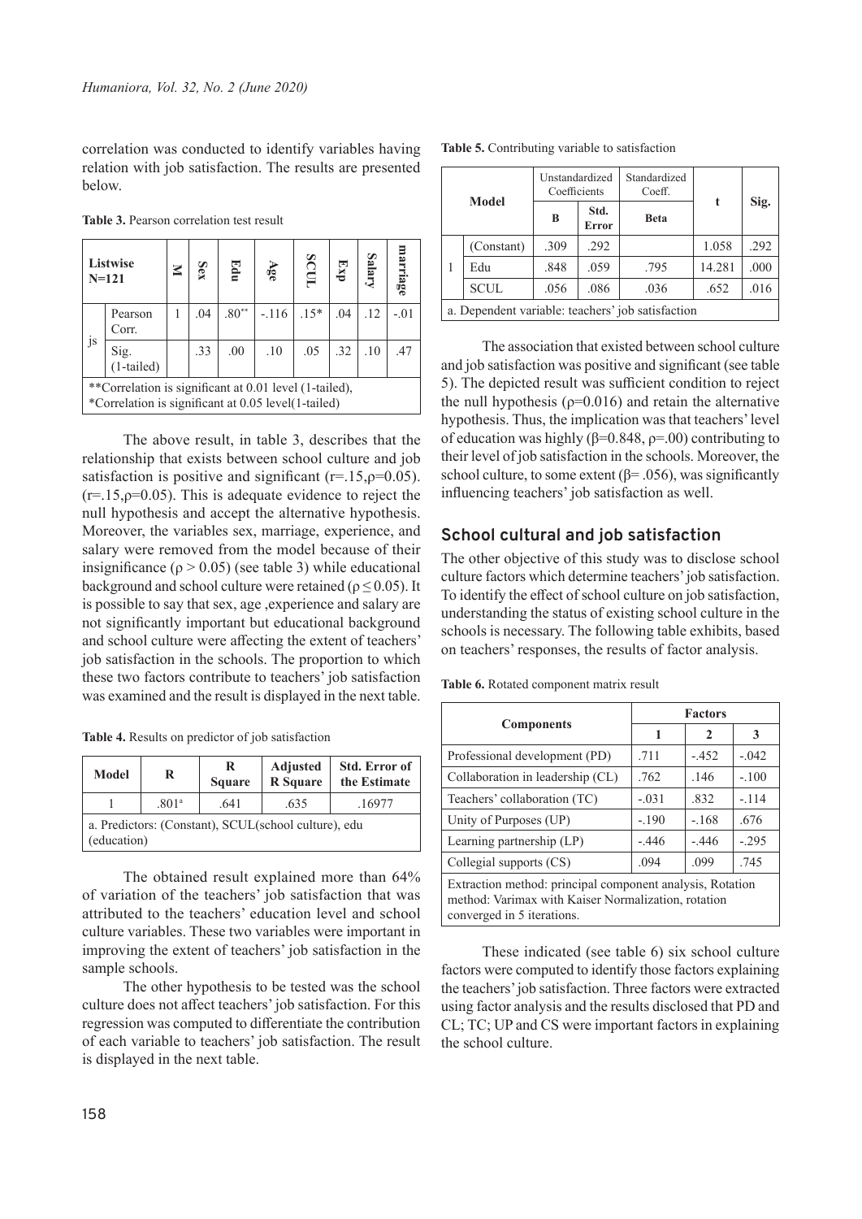correlation was conducted to identify variables having relation with job satisfaction. The results are presented below.

**Table 3.** Pearson correlation test result

| Listwise N=121 | | M | Sex | Edu | Age | SCUL | Exp | Salary | marriage |
|---|---|---|---|---|---|---|---|---|---|
| js | Pearson Corr. | 1 | .04 | .80** | -.116 | .15* | .04 | .12 | -.01 |
| | Sig. (1-tailed) | | .33 | .00 | .10 | .05 | .32 | .10 | .47 |

**Correlation is significant at 0.01 level (1-tailed),
*Correlation is significant at 0.05 level(1-tailed)

The above result, in table 3, describes that the relationship that exists between school culture and job satisfaction is positive and significant (r=.15,ρ=0.05). (r=.15,ρ=0.05). This is adequate evidence to reject the null hypothesis and accept the alternative hypothesis. Moreover, the variables sex, marriage, experience, and salary were removed from the model because of their insignificance (ρ > 0.05) (see table 3) while educational background and school culture were retained (ρ ≤ 0.05). It is possible to say that sex, age ,experience and salary are not significantly important but educational background and school culture were affecting the extent of teachers' job satisfaction in the schools. The proportion to which these two factors contribute to teachers' job satisfaction was examined and the result is displayed in the next table.

**Table 4.** Results on predictor of job satisfaction

| Model | R | R Square | Adjusted R Square | Std. Error of the Estimate |
|---|---|---|---|---|
| 1 | .801[a] | .641 | .635 | .16977 |

a. Predictors: (Constant), SCUL(school culture), edu (education)

The obtained result explained more than 64% of variation of the teachers' job satisfaction that was attributed to the teachers' education level and school culture variables. These two variables were important in improving the extent of teachers' job satisfaction in the sample schools.

The other hypothesis to be tested was the school culture does not affect teachers' job satisfaction. For this regression was computed to differentiate the contribution of each variable to teachers' job satisfaction. The result is displayed in the next table.

**Table 5.** Contributing variable to satisfaction

| Model | | Unstandardized Coefficients | | Standardized Coeff. | t | Sig. |
|---|---|---|---|---|---|---|
| | | B | Std. Error | Beta | | |
| 1 | (Constant) | .309 | .292 | | 1.058 | .292 |
| | Edu | .848 | .059 | .795 | 14.281 | .000 |
| | SCUL | .056 | .086 | .036 | .652 | .016 |

a. Dependent variable: teachers' job satisfaction

The association that existed between school culture and job satisfaction was positive and significant (see table 5). The depicted result was sufficient condition to reject the null hypothesis (ρ=0.016) and retain the alternative hypothesis. Thus, the implication was that teachers' level of education was highly (β=0.848, ρ=.00) contributing to their level of job satisfaction in the schools. Moreover, the school culture, to some extent (β= .056), was significantly influencing teachers' job satisfaction as well.

## School cultural and job satisfaction

The other objective of this study was to disclose school culture factors which determine teachers' job satisfaction. To identify the effect of school culture on job satisfaction, understanding the status of existing school culture in the schools is necessary. The following table exhibits, based on teachers' responses, the results of factor analysis.

**Table 6.** Rotated component matrix result

| Components | Factors | | |
|---|---|---|---|
| | 1 | 2 | 3 |
| Professional development (PD) | .711 | -.452 | -.042 |
| Collaboration in leadership (CL) | .762 | .146 | -.100 |
| Teachers' collaboration (TC) | -.031 | .832 | -.114 |
| Unity of Purposes (UP) | -.190 | -.168 | .676 |
| Learning partnership (LP) | -.446 | -.446 | -.295 |
| Collegial supports (CS) | .094 | .099 | .745 |

Extraction method: principal component analysis, Rotation method: Varimax with Kaiser Normalization, rotation converged in 5 iterations.

These indicated (see table 6) six school culture factors were computed to identify those factors explaining the teachers' job satisfaction. Three factors were extracted using factor analysis and the results disclosed that PD and CL; TC; UP and CS were important factors in explaining the school culture.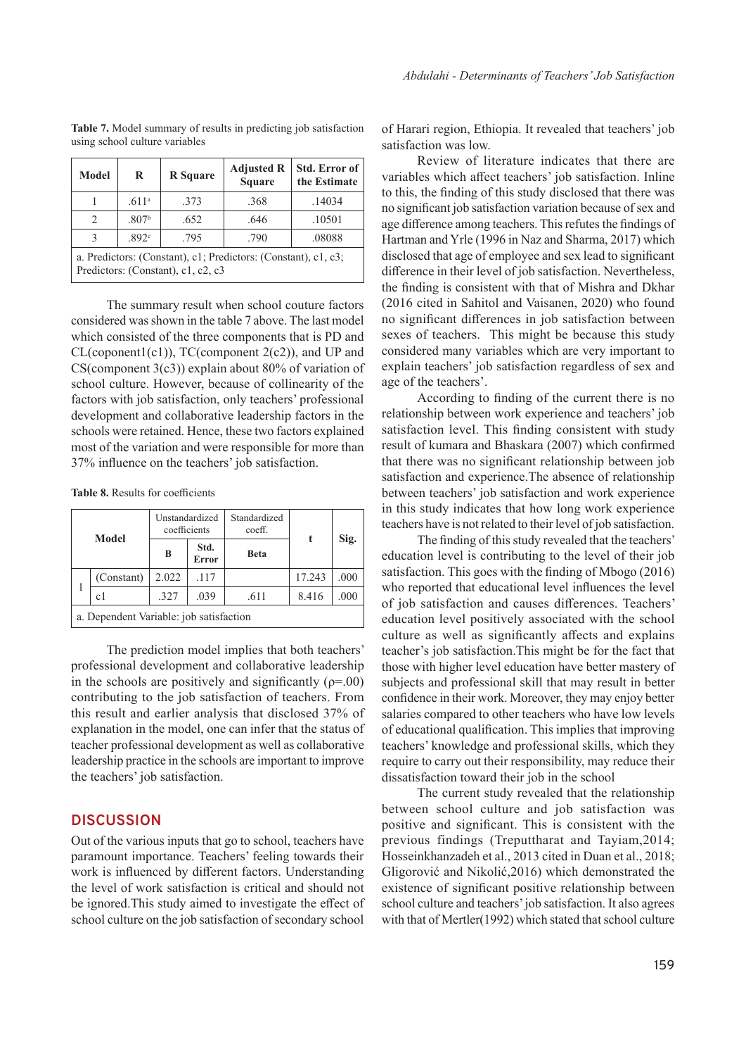**Table 7.** Model summary of results in predicting job satisfaction using school culture variables

| Model | R | R Square | Adjusted R Square | Std. Error of the Estimate |
|---|---|---|---|---|
| 1 | .611[a] | .373 | .368 | .14034 |
| 2 | .807[b] | .652 | .646 | .10501 |
| 3 | .892[c] | .795 | .790 | .08088 |
| a. Predictors: (Constant), c1; Predictors: (Constant), c1, c3; Predictors: (Constant), c1, c2, c3 | | | | |

The summary result when school couture factors considered was shown in the table 7 above. The last model which consisted of the three components that is PD and CL(coponent1(c1)), TC(component 2(c2)), and UP and CS(component 3(c3)) explain about 80% of variation of school culture. However, because of collinearity of the factors with job satisfaction, only teachers' professional development and collaborative leadership factors in the schools were retained. Hence, these two factors explained most of the variation and were responsible for more than 37% influence on the teachers' job satisfaction.

**Table 8.** Results for coefficients

| | Model | Unstandardized coefficients | | Standardized coeff. | t | Sig. |
|---|---|---|---|---|---|---|
| | | B | Std. Error | Beta | | |
| 1 | (Constant) | 2.022 | .117 | | 17.243 | .000 |
| | c1 | .327 | .039 | .611 | 8.416 | .000 |
| a. Dependent Variable: job satisfaction | | | | | | |

The prediction model implies that both teachers' professional development and collaborative leadership in the schools are positively and significantly ($\rho$=.00) contributing to the job satisfaction of teachers. From this result and earlier analysis that disclosed 37% of explanation in the model, one can infer that the status of teacher professional development as well as collaborative leadership practice in the schools are important to improve the teachers' job satisfaction.

## DISCUSSION

Out of the various inputs that go to school, teachers have paramount importance. Teachers' feeling towards their work is influenced by different factors. Understanding the level of work satisfaction is critical and should not be ignored.This study aimed to investigate the effect of school culture on the job satisfaction of secondary school of Harari region, Ethiopia. It revealed that teachers' job satisfaction was low.

Review of literature indicates that there are variables which affect teachers' job satisfaction. Inline to this, the finding of this study disclosed that there was no significant job satisfaction variation because of sex and age difference among teachers. This refutes the findings of Hartman and Yrle (1996 in Naz and Sharma, 2017) which disclosed that age of employee and sex lead to significant difference in their level of job satisfaction. Nevertheless, the finding is consistent with that of Mishra and Dkhar (2016 cited in Sahitol and Vaisanen, 2020) who found no significant differences in job satisfaction between sexes of teachers. This might be because this study considered many variables which are very important to explain teachers' job satisfaction regardless of sex and age of the teachers'.

According to finding of the current there is no relationship between work experience and teachers' job satisfaction level. This finding consistent with study result of kumara and Bhaskara (2007) which confirmed that there was no significant relationship between job satisfaction and experience.The absence of relationship between teachers' job satisfaction and work experience in this study indicates that how long work experience teachers have is not related to their level of job satisfaction.

The finding of this study revealed that the teachers' education level is contributing to the level of their job satisfaction. This goes with the finding of Mbogo (2016) who reported that educational level influences the level of job satisfaction and causes differences. Teachers' education level positively associated with the school culture as well as significantly affects and explains teacher's job satisfaction.This might be for the fact that those with higher level education have better mastery of subjects and professional skill that may result in better confidence in their work. Moreover, they may enjoy better salaries compared to other teachers who have low levels of educational qualification. This implies that improving teachers' knowledge and professional skills, which they require to carry out their responsibility, may reduce their dissatisfaction toward their job in the school

The current study revealed that the relationship between school culture and job satisfaction was positive and significant. This is consistent with the previous findings (Treputtharat and Tayiam,2014; Hosseinkhanzadeh et al., 2013 cited in Duan et al., 2018; Gligorović and Nikolić,2016) which demonstrated the existence of significant positive relationship between school culture and teachers' job satisfaction. It also agrees with that of Mertler(1992) which stated that school culture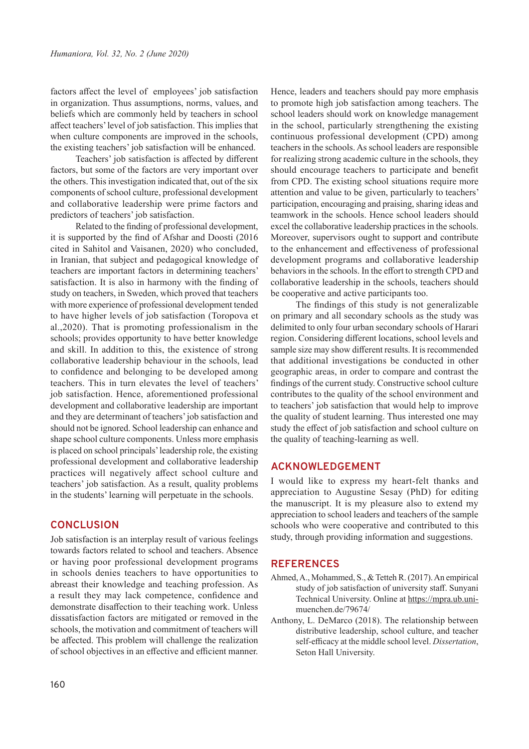factors affect the level of employees' job satisfaction in organization. Thus assumptions, norms, values, and beliefs which are commonly held by teachers in school affect teachers' level of job satisfaction. This implies that when culture components are improved in the schools, the existing teachers' job satisfaction will be enhanced.

Teachers' job satisfaction is affected by different factors, but some of the factors are very important over the others. This investigation indicated that, out of the six components of school culture, professional development and collaborative leadership were prime factors and predictors of teachers' job satisfaction.

Related to the finding of professional development, it is supported by the find of Afshar and Doosti (2016 cited in Sahitol and Vaisanen, 2020) who concluded, in Iranian, that subject and pedagogical knowledge of teachers are important factors in determining teachers' satisfaction. It is also in harmony with the finding of study on teachers, in Sweden, which proved that teachers with more experience of professional development tended to have higher levels of job satisfaction (Toropova et al.,2020). That is promoting professionalism in the schools; provides opportunity to have better knowledge and skill. In addition to this, the existence of strong collaborative leadership behaviour in the schools, lead to confidence and belonging to be developed among teachers. This in turn elevates the level of teachers' job satisfaction. Hence, aforementioned professional development and collaborative leadership are important and they are determinant of teachers' job satisfaction and should not be ignored. School leadership can enhance and shape school culture components. Unless more emphasis is placed on school principals' leadership role, the existing professional development and collaborative leadership practices will negatively affect school culture and teachers' job satisfaction. As a result, quality problems in the students' learning will perpetuate in the schools.

## CONCLUSION

Job satisfaction is an interplay result of various feelings towards factors related to school and teachers. Absence or having poor professional development programs in schools denies teachers to have opportunities to abreast their knowledge and teaching profession. As a result they may lack competence, confidence and demonstrate disaffection to their teaching work. Unless dissatisfaction factors are mitigated or removed in the schools, the motivation and commitment of teachers will be affected. This problem will challenge the realization of school objectives in an effective and efficient manner. Hence, leaders and teachers should pay more emphasis to promote high job satisfaction among teachers. The school leaders should work on knowledge management in the school, particularly strengthening the existing continuous professional development (CPD) among teachers in the schools. As school leaders are responsible for realizing strong academic culture in the schools, they should encourage teachers to participate and benefit from CPD. The existing school situations require more attention and value to be given, particularly to teachers' participation, encouraging and praising, sharing ideas and teamwork in the schools. Hence school leaders should excel the collaborative leadership practices in the schools. Moreover, supervisors ought to support and contribute to the enhancement and effectiveness of professional development programs and collaborative leadership behaviors in the schools. In the effort to strength CPD and collaborative leadership in the schools, teachers should be cooperative and active participants too.

The findings of this study is not generalizable on primary and all secondary schools as the study was delimited to only four urban secondary schools of Harari region. Considering different locations, school levels and sample size may show different results. It is recommended that additional investigations be conducted in other geographic areas, in order to compare and contrast the findings of the current study. Constructive school culture contributes to the quality of the school environment and to teachers' job satisfaction that would help to improve the quality of student learning. Thus interested one may study the effect of job satisfaction and school culture on the quality of teaching-learning as well.

## ACKNOWLEDGEMENT

I would like to express my heart-felt thanks and appreciation to Augustine Sesay (PhD) for editing the manuscript. It is my pleasure also to extend my appreciation to school leaders and teachers of the sample schools who were cooperative and contributed to this study, through providing information and suggestions.

## REFERENCES

Ahmed, A., Mohammed, S., & Tetteh R. (2017). An empirical study of job satisfaction of university staff. Sunyani Technical University. Online at https://mpra.ub.uni-muenchen.de/79674/

Anthony, L. DeMarco (2018). The relationship between distributive leadership, school culture, and teacher self-efficacy at the middle school level. *Dissertation*, Seton Hall University.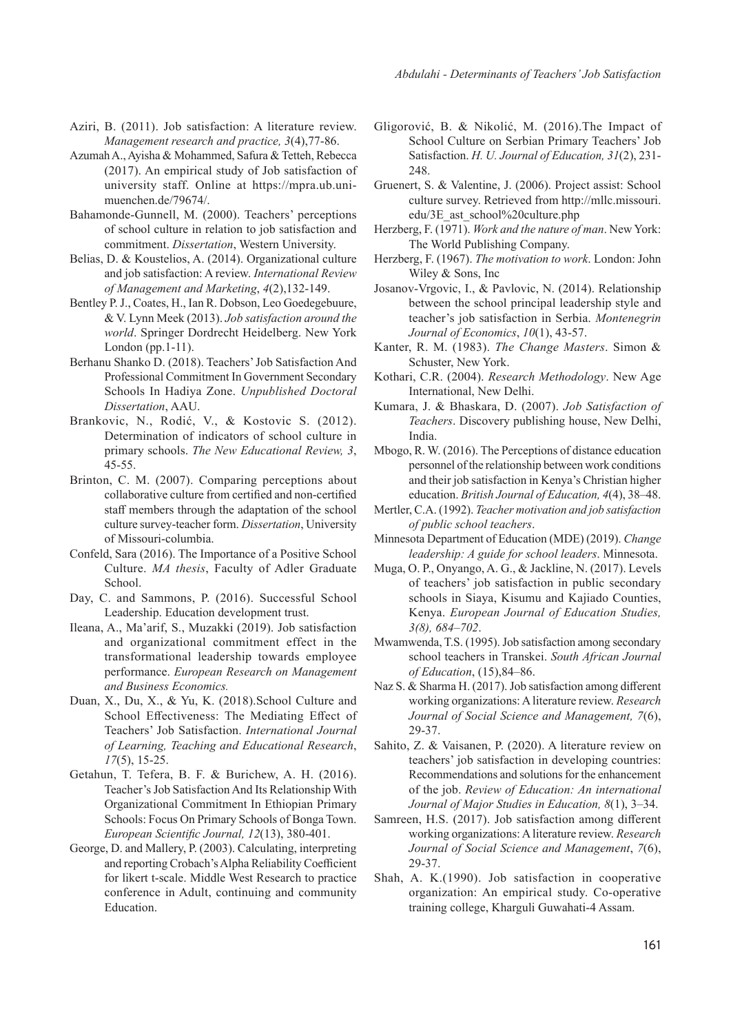Aziri, B. (2011). Job satisfaction: A literature review. *Management research and practice, 3*(4),77-86.

Azumah A., Ayisha & Mohammed, Safura & Tetteh, Rebecca (2017). An empirical study of Job satisfaction of university staff. Online at https://mpra.ub.uni-muenchen.de/79674/.

Bahamonde-Gunnell, M. (2000). Teachers' perceptions of school culture in relation to job satisfaction and commitment. *Dissertation*, Western University.

Belias, D. & Koustelios, A. (2014). Organizational culture and job satisfaction: A review. *International Review of Management and Marketing*, *4*(2),132-149.

Bentley P. J., Coates, H., Ian R. Dobson, Leo Goedegebuure, & V. Lynn Meek (2013). *Job satisfaction around the world*. Springer Dordrecht Heidelberg. New York London (pp.1-11).

Berhanu Shanko D. (2018). Teachers' Job Satisfaction And Professional Commitment In Government Secondary Schools In Hadiya Zone. *Unpublished Doctoral Dissertation*, AAU.

Brankovic, N., Rodić, V., & Kostovic S. (2012). Determination of indicators of school culture in primary schools. *The New Educational Review, 3*, 45-55.

Brinton, C. M. (2007). Comparing perceptions about collaborative culture from certified and non-certified staff members through the adaptation of the school culture survey-teacher form. *Dissertation*, University of Missouri-columbia.

Confeld, Sara (2016). The Importance of a Positive School Culture. *MA thesis*, Faculty of Adler Graduate School.

Day, C. and Sammons, P. (2016). Successful School Leadership. Education development trust.

Ileana, A., Ma'arif, S., Muzakki (2019). Job satisfaction and organizational commitment effect in the transformational leadership towards employee performance. *European Research on Management and Business Economics.*

Duan, X., Du, X., & Yu, K. (2018).School Culture and School Effectiveness: The Mediating Effect of Teachers' Job Satisfaction. *International Journal of Learning, Teaching and Educational Research*, *17*(5), 15-25.

Getahun, T. Tefera, B. F. & Burichew, A. H. (2016). Teacher's Job Satisfaction And Its Relationship With Organizational Commitment In Ethiopian Primary Schools: Focus On Primary Schools of Bonga Town. *European Scientific Journal, 12*(13), 380-401.

George, D. and Mallery, P. (2003). Calculating, interpreting and reporting Crobach's Alpha Reliability Coefficient for likert t-scale. Middle West Research to practice conference in Adult, continuing and community Education.

Gligorović, B. & Nikolić, M. (2016).The Impact of School Culture on Serbian Primary Teachers' Job Satisfaction. *H. U. Journal of Education, 31*(2), 231-248.

Gruenert, S. & Valentine, J. (2006). Project assist: School culture survey. Retrieved from http://mllc.missouri.edu/3E_ast_school%20culture.php

Herzberg, F. (1971). *Work and the nature of man*. New York: The World Publishing Company.

Herzberg, F. (1967). *The motivation to work*. London: John Wiley & Sons, Inc

Josanov-Vrgovic, I., & Pavlovic, N. (2014). Relationship between the school principal leadership style and teacher's job satisfaction in Serbia. *Montenegrin Journal of Economics*, *10*(1), 43-57.

Kanter, R. M. (1983). *The Change Masters*. Simon & Schuster, New York.

Kothari, C.R. (2004). *Research Methodology*. New Age International, New Delhi.

Kumara, J. & Bhaskara, D. (2007). *Job Satisfaction of Teachers*. Discovery publishing house, New Delhi, India.

Mbogo, R. W. (2016). The Perceptions of distance education personnel of the relationship between work conditions and their job satisfaction in Kenya's Christian higher education. *British Journal of Education, 4*(4), 38–48.

Mertler, C.A. (1992). *Teacher motivation and job satisfaction of public school teachers*.

Minnesota Department of Education (MDE) (2019). *Change leadership: A guide for school leaders*. Minnesota.

Muga, O. P., Onyango, A. G., & Jackline, N. (2017). Levels of teachers' job satisfaction in public secondary schools in Siaya, Kisumu and Kajiado Counties, Kenya. *European Journal of Education Studies, 3(8), 684–702*.

Mwamwenda, T.S. (1995). Job satisfaction among secondary school teachers in Transkei. *South African Journal of Education*, (15),84–86.

Naz S. & Sharma H. (2017). Job satisfaction among different working organizations: A literature review. *Research Journal of Social Science and Management, 7*(6), 29-37.

Sahito, Z. & Vaisanen, P. (2020). A literature review on teachers' job satisfaction in developing countries: Recommendations and solutions for the enhancement of the job. *Review of Education: An international Journal of Major Studies in Education, 8*(1), 3–34.

Samreen, H.S. (2017). Job satisfaction among different working organizations: A literature review. *Research Journal of Social Science and Management*, *7*(6), 29-37.

Shah, A. K.(1990). Job satisfaction in cooperative organization: An empirical study. Co-operative training college, Kharguli Guwahati-4 Assam.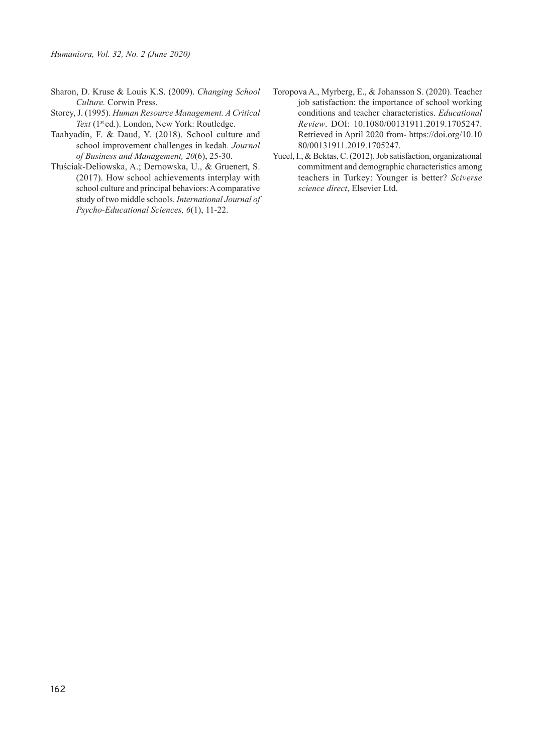Sharon, D. Kruse & Louis K.S. (2009). *Changing School Culture.* Corwin Press.

Storey, J. (1995). *Human Resource Management. A Critical Text* (1st ed.). London, New York: Routledge.

Taahyadin, F. & Daud, Y. (2018). School culture and school improvement challenges in kedah. *Journal of Business and Management, 20*(6), 25-30.

Tłuściak-Deliowska, A.; Dernowska, U., & Gruenert, S. (2017). How school achievements interplay with school culture and principal behaviors: A comparative study of two middle schools. *International Journal of Psycho-Educational Sciences, 6*(1), 11-22.

Toropova A., Myrberg, E., & Johansson S. (2020). Teacher job satisfaction: the importance of school working conditions and teacher characteristics. *Educational Review*. DOI: 10.1080/00131911.2019.1705247. Retrieved in April 2020 from- https://doi.org/10.1080/00131911.2019.1705247.

Yucel, I., & Bektas, C. (2012). Job satisfaction, organizational commitment and demographic characteristics among teachers in Turkey: Younger is better? *Sciverse science direct*, Elsevier Ltd.